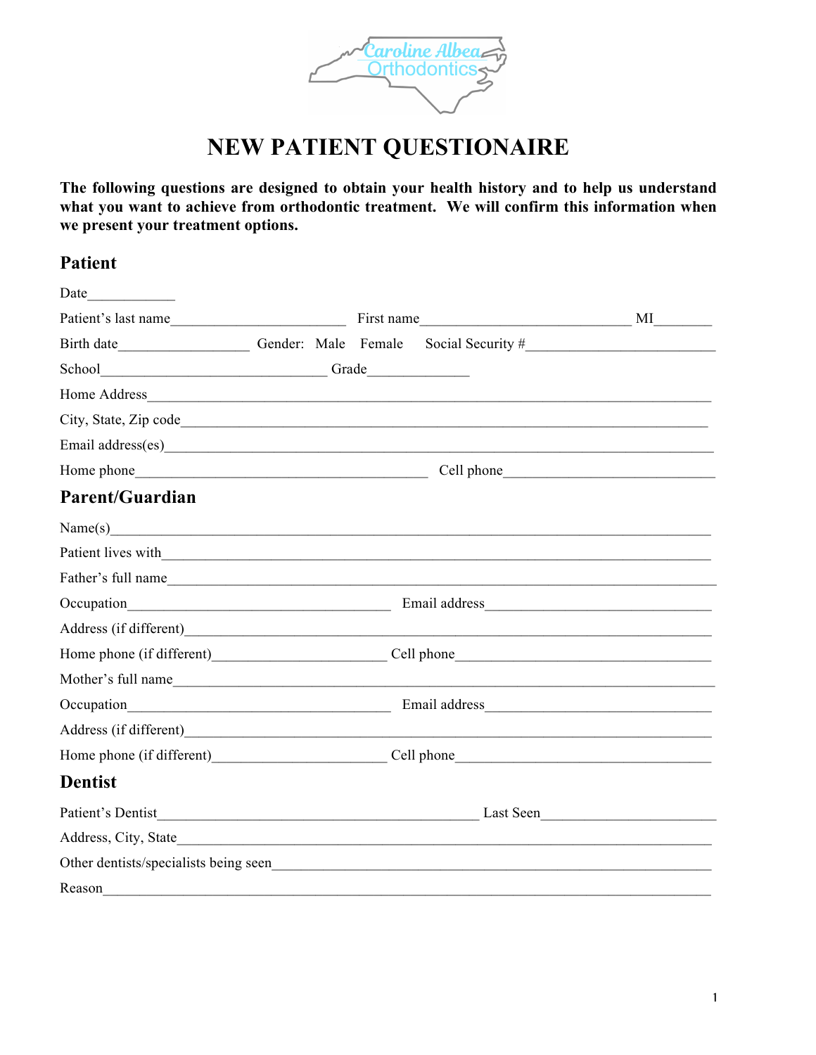Caroline Albea Orthodontics

# NEW PATIENT QUESTIONAIRE

**The following questions are designed to obtain your health history and to help us understand what you want to achieve from orthodontic treatment. We will confirm this information when we present your treatment options.**

## Patient

Date____________

Patient's last name_________________________ First name______________________________ MI________

Birth date__________________ Gender: Male Female Social Security #__________________________

School________________________________ Grade______________

Home Address______________________________________________________________________________

City, State, Zip code___________________________________________________________________________

Email address(es)______________________________________________________________________________

Home phone__________________________________________ Cell phone______________________________

## Parent/Guardian

Name(s)_____________________________________________________________________________________

Patient lives with______________________________________________________________________________

Father's full name______________________________________________________________________________

Occupation_____________________________________ Email address_________________________________

Address (if different)____________________________________________________________________________

Home phone (if different)________________________ Cell phone____________________________________

Mother's full name_____________________________________________________________________________

Occupation_____________________________________ Email address_________________________________

Address (if different)____________________________________________________________________________

Home phone (if different)________________________ Cell phone____________________________________

## Dentist

Patient's Dentist_____________________________________________ Last Seen________________________

Address, City, State____________________________________________________________________________

Other dentists/specialists being seen_______________________________________________________________

Reason______________________________________________________________________________________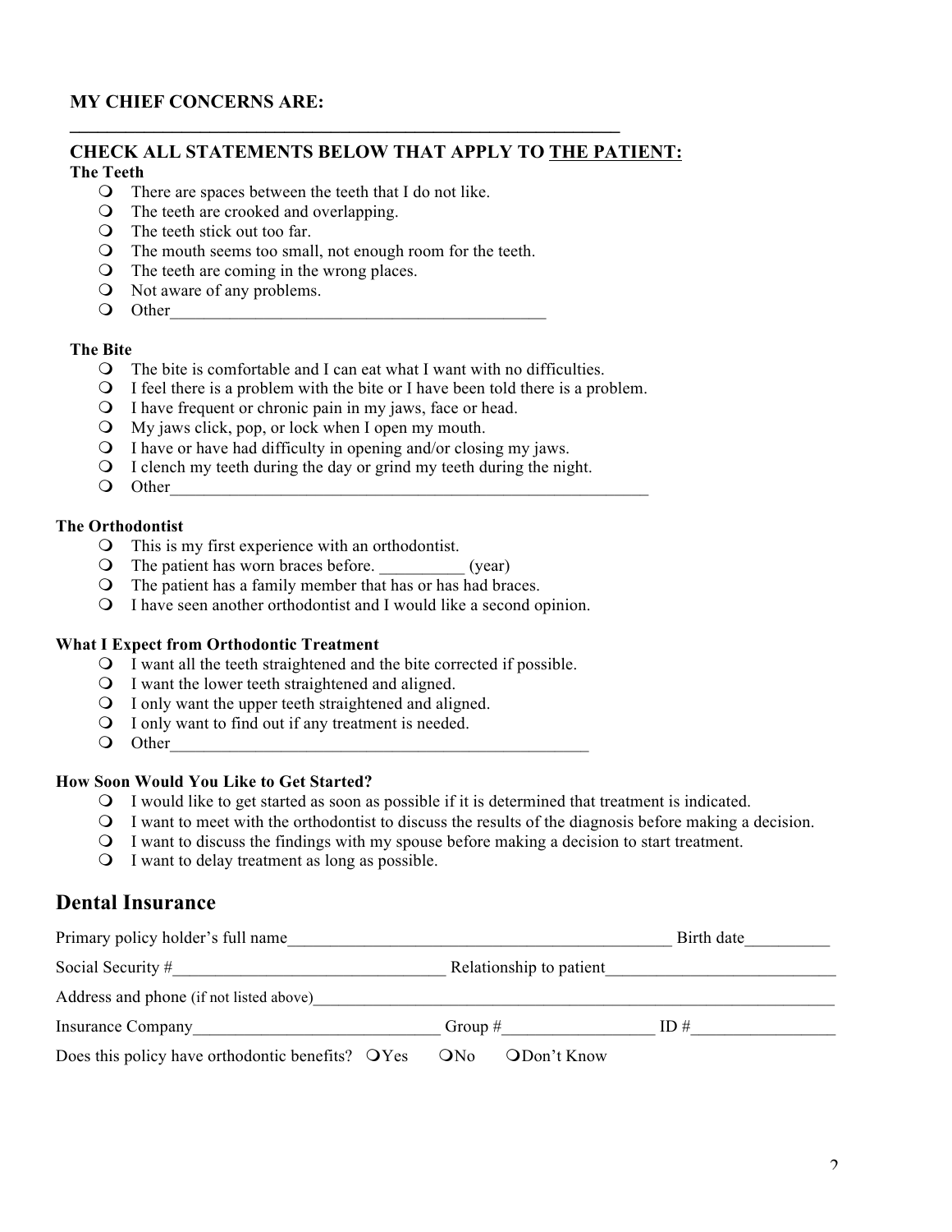**MY CHIEF CONCERNS ARE:**
______________________________________________________________

**CHECK ALL STATEMENTS BELOW THAT APPLY TO THE PATIENT:**

**The Teeth**

- ❍ There are spaces between the teeth that I do not like.
- ❍ The teeth are crooked and overlapping.
- ❍ The teeth stick out too far.
- ❍ The mouth seems too small, not enough room for the teeth.
- ❍ The teeth are coming in the wrong places.
- ❍ Not aware of any problems.
- ❍ Other_____________________________________________

**The Bite**

- ❍ The bite is comfortable and I can eat what I want with no difficulties.
- ❍ I feel there is a problem with the bite or I have been told there is a problem.
- ❍ I have frequent or chronic pain in my jaws, face or head.
- ❍ My jaws click, pop, or lock when I open my mouth.
- ❍ I have or have had difficulty in opening and/or closing my jaws.
- ❍ I clench my teeth during the day or grind my teeth during the night.
- ❍ Other__________________________________________________________

**The Orthodontist**

- ❍ This is my first experience with an orthodontist.
- ❍ The patient has worn braces before. __________ (year)
- ❍ The patient has a family member that has or has had braces.
- ❍ I have seen another orthodontist and I would like a second opinion.

**What I Expect from Orthodontic Treatment**

- ❍ I want all the teeth straightened and the bite corrected if possible.
- ❍ I want the lower teeth straightened and aligned.
- ❍ I only want the upper teeth straightened and aligned.
- ❍ I only want to find out if any treatment is needed.
- ❍ Other__________________________________________________

**How Soon Would You Like to Get Started?**

- ❍ I would like to get started as soon as possible if it is determined that treatment is indicated.
- ❍ I want to meet with the orthodontist to discuss the results of the diagnosis before making a decision.
- ❍ I want to discuss the findings with my spouse before making a decision to start treatment.
- ❍ I want to delay treatment as long as possible.

## Dental Insurance

Primary policy holder's full name_____________________________________________ Birth date__________

Social Security #________________________________ Relationship to patient___________________________

Address and phone (if not listed above)_______________________________________________________________

Insurance Company_____________________________ Group #_________________ ID #________________

Does this policy have orthodontic benefits? ❍Yes ❍No ❍Don't Know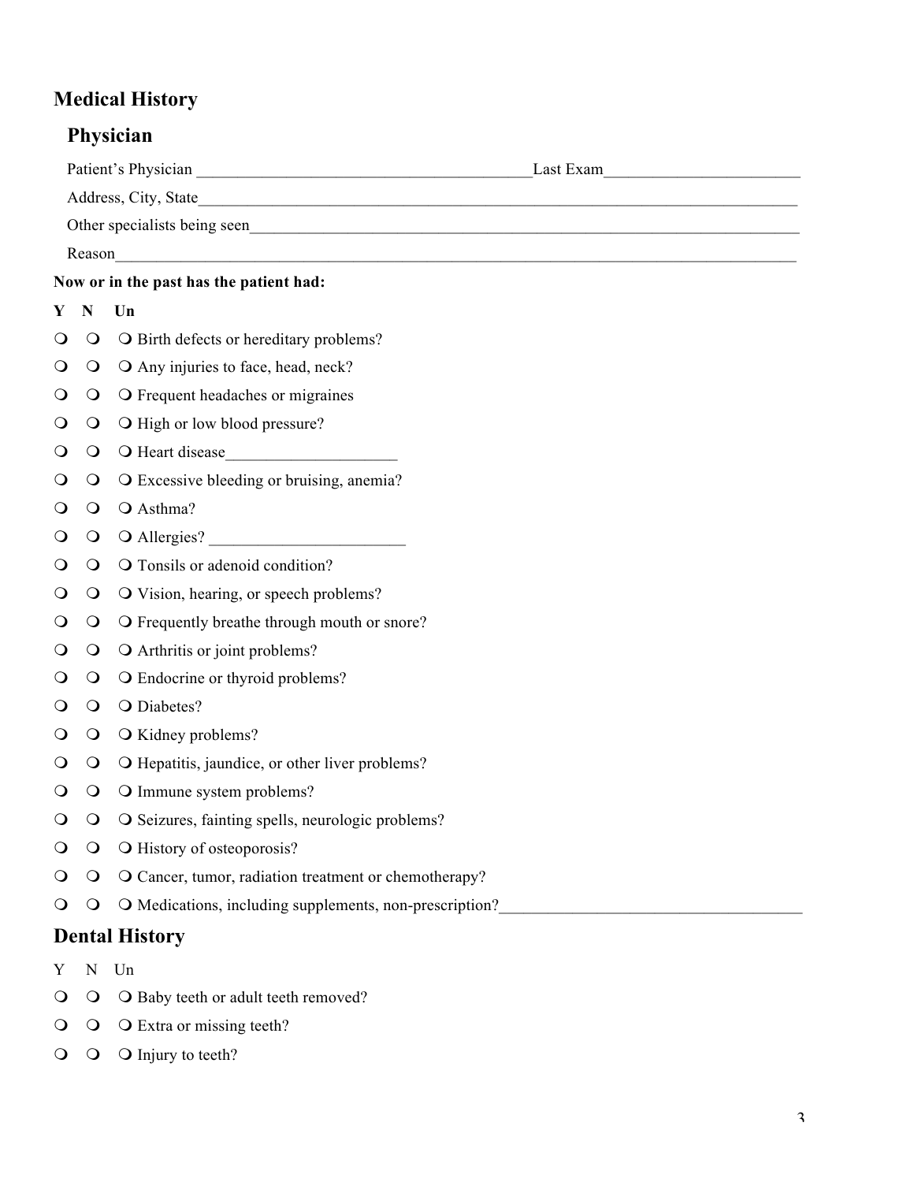# Medical History

## Physician

Patient's Physician ___________________________________________Last Exam_________________________

Address, City, State_______________________________________________________________________________

Other specialists being seen__________________________________________________________________________

Reason____________________________________________________________________________________________

**Now or in the past has the patient had:**

| Y | N | Un | |
|---|---|---|---|
| ❍ | ❍ | ❍ | Birth defects or hereditary problems? |
| ❍ | ❍ | ❍ | Any injuries to face, head, neck? |
| ❍ | ❍ | ❍ | Frequent headaches or migraines |
| ❍ | ❍ | ❍ | High or low blood pressure? |
| ❍ | ❍ | ❍ | Heart disease_____________________ |
| ❍ | ❍ | ❍ | Excessive bleeding or bruising, anemia? |
| ❍ | ❍ | ❍ | Asthma? |
| ❍ | ❍ | ❍ | Allergies? _________________________ |
| ❍ | ❍ | ❍ | Tonsils or adenoid condition? |
| ❍ | ❍ | ❍ | Vision, hearing, or speech problems? |
| ❍ | ❍ | ❍ | Frequently breathe through mouth or snore? |
| ❍ | ❍ | ❍ | Arthritis or joint problems? |
| ❍ | ❍ | ❍ | Endocrine or thyroid problems? |
| ❍ | ❍ | ❍ | Diabetes? |
| ❍ | ❍ | ❍ | Kidney problems? |
| ❍ | ❍ | ❍ | Hepatitis, jaundice, or other liver problems? |
| ❍ | ❍ | ❍ | Immune system problems? |
| ❍ | ❍ | ❍ | Seizures, fainting spells, neurologic problems? |
| ❍ | ❍ | ❍ | History of osteoporosis? |
| ❍ | ❍ | ❍ | Cancer, tumor, radiation treatment or chemotherapy? |
| ❍ | ❍ | ❍ | Medications, including supplements, non-prescription?_____________________________________ |

# Dental History

| Y | N | Un | |
|---|---|---|---|
| ❍ | ❍ | ❍ | Baby teeth or adult teeth removed? |
| ❍ | ❍ | ❍ | Extra or missing teeth? |
| ❍ | ❍ | ❍ | Injury to teeth? |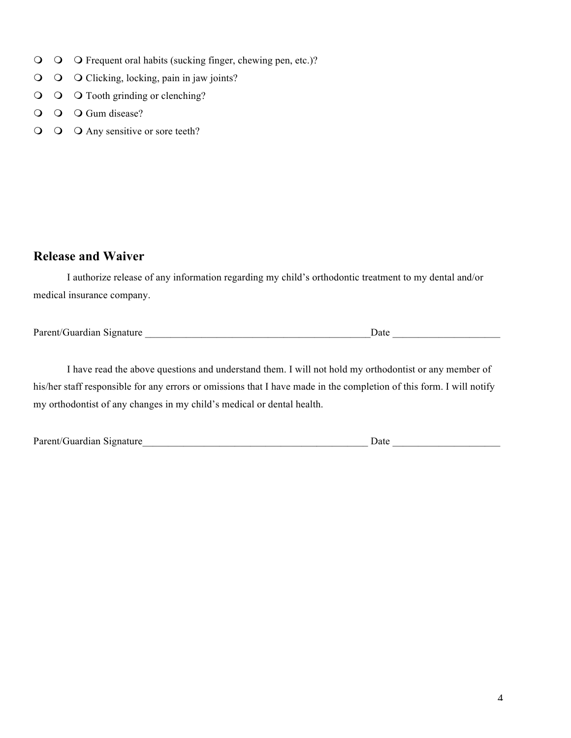❍ ❍ ❍ Frequent oral habits (sucking finger, chewing pen, etc.)?

❍ ❍ ❍ Clicking, locking, pain in jaw joints?

❍ ❍ ❍ Tooth grinding or clenching?

❍ ❍ ❍ Gum disease?

❍ ❍ ❍ Any sensitive or sore teeth?

## Release and Waiver

I authorize release of any information regarding my child's orthodontic treatment to my dental and/or medical insurance company.

Parent/Guardian Signature _____________________________________________Date _____________________

I have read the above questions and understand them. I will not hold my orthodontist or any member of his/her staff responsible for any errors or omissions that I have made in the completion of this form. I will notify my orthodontist of any changes in my child's medical or dental health.

Parent/Guardian Signature_____________________________________________ Date _____________________